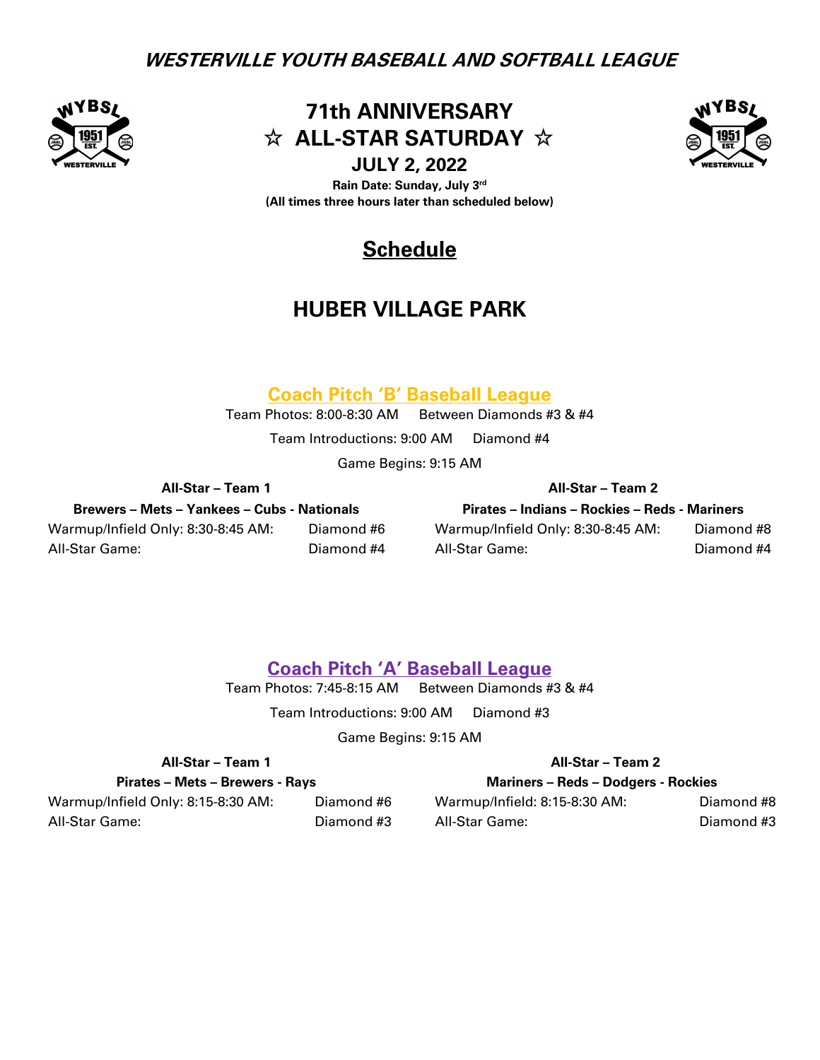***WESTERVILLE YOUTH BASEBALL AND SOFTBALL LEAGUE***

# 71th ANNIVERSARY
# ☆ ALL-STAR SATURDAY ☆
## JULY 2, 2022

**Rain Date: Sunday, July 3rd**
**(All times three hours later than scheduled below)**

## Schedule

# HUBER VILLAGE PARK

## Coach Pitch 'B' Baseball League

Team Photos: 8:00-8:30 AM Between Diamonds #3 & #4

Team Introductions: 9:00 AM Diamond #4

Game Begins: 9:15 AM

**All-Star – Team 1**

**Brewers – Mets – Yankees – Cubs - Nationals**

| | |
|---|---|
| Warmup/Infield Only: 8:30-8:45 AM: | Diamond #6 |
| All-Star Game: | Diamond #4 |

**All-Star – Team 2**

**Pirates – Indians – Rockies – Reds - Mariners**

| | |
|---|---|
| Warmup/Infield Only: 8:30-8:45 AM: | Diamond #8 |
| All-Star Game: | Diamond #4 |

## Coach Pitch 'A' Baseball League

Team Photos: 7:45-8:15 AM Between Diamonds #3 & #4

Team Introductions: 9:00 AM Diamond #3

Game Begins: 9:15 AM

**All-Star – Team 1**

**Pirates – Mets – Brewers - Rays**

| | |
|---|---|
| Warmup/Infield Only: 8:15-8:30 AM: | Diamond #6 |
| All-Star Game: | Diamond #3 |

**All-Star – Team 2**

**Mariners – Reds – Dodgers - Rockies**

| | |
|---|---|
| Warmup/Infield: 8:15-8:30 AM: | Diamond #8 |
| All-Star Game: | Diamond #3 |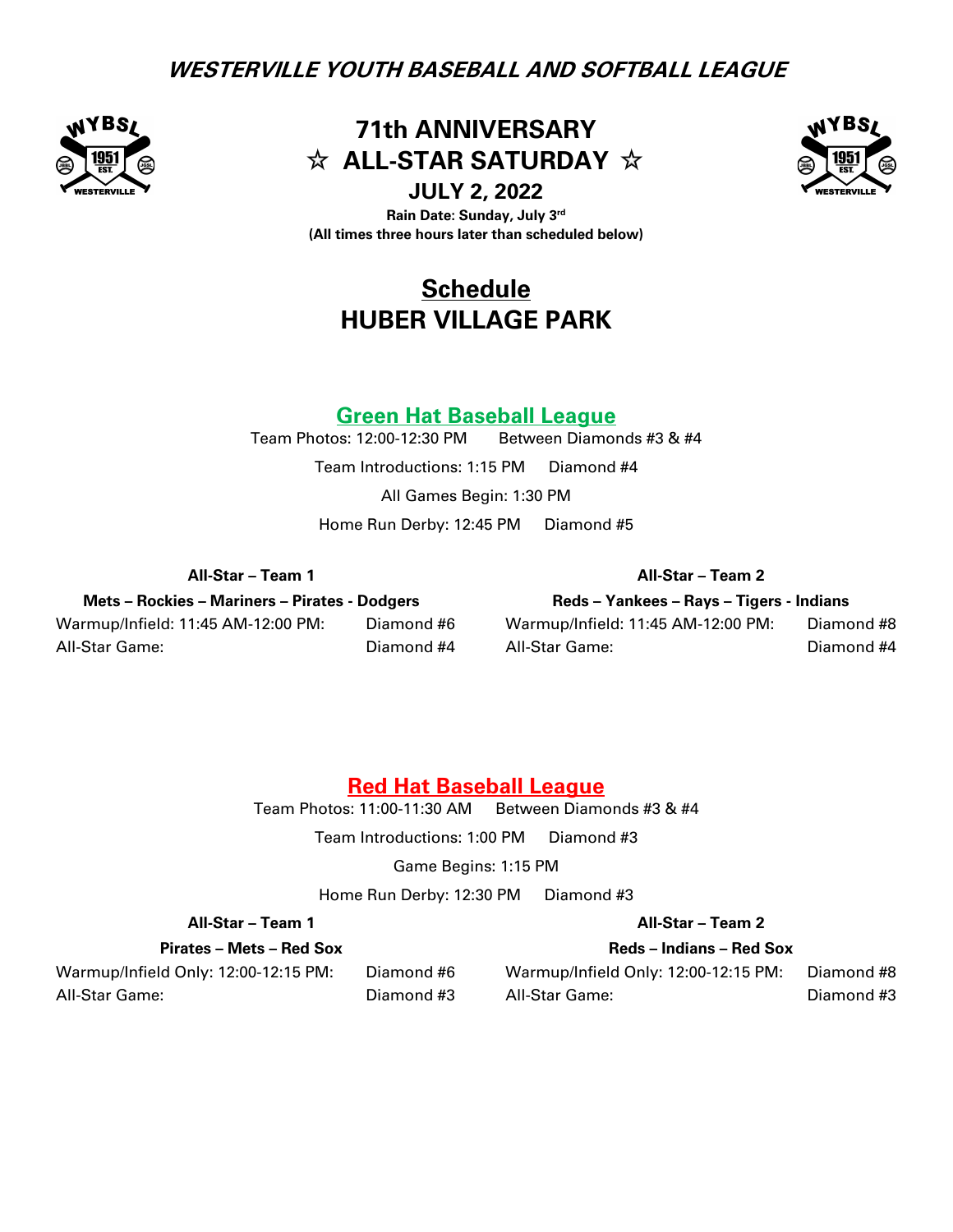***WESTERVILLE YOUTH BASEBALL AND SOFTBALL LEAGUE***

# 71th ANNIVERSARY
# ☆ ALL-STAR SATURDAY ☆
## JULY 2, 2022

**Rain Date: Sunday, July 3rd**
**(All times three hours later than scheduled below)**

## Schedule
## HUBER VILLAGE PARK

### Green Hat Baseball League

Team Photos: 12:00-12:30 PM   Between Diamonds #3 & #4

Team Introductions: 1:15 PM   Diamond #4

All Games Begin: 1:30 PM

Home Run Derby: 12:45 PM   Diamond #5

**All-Star – Team 1**

**Mets – Rockies – Mariners – Pirates - Dodgers**

| | |
|---|---|
| Warmup/Infield: 11:45 AM-12:00 PM: | Diamond #6 |
| All-Star Game: | Diamond #4 |

**All-Star – Team 2**

**Reds – Yankees – Rays – Tigers - Indians**

| | |
|---|---|
| Warmup/Infield: 11:45 AM-12:00 PM: | Diamond #8 |
| All-Star Game: | Diamond #4 |

### Red Hat Baseball League

Team Photos: 11:00-11:30 AM   Between Diamonds #3 & #4

Team Introductions: 1:00 PM   Diamond #3

Game Begins: 1:15 PM

Home Run Derby: 12:30 PM   Diamond #3

**All-Star – Team 1**

**Pirates – Mets – Red Sox**

| | |
|---|---|
| Warmup/Infield Only: 12:00-12:15 PM: | Diamond #6 |
| All-Star Game: | Diamond #3 |

**All-Star – Team 2**

**Reds – Indians – Red Sox**

| | |
|---|---|
| Warmup/Infield Only: 12:00-12:15 PM: | Diamond #8 |
| All-Star Game: | Diamond #3 |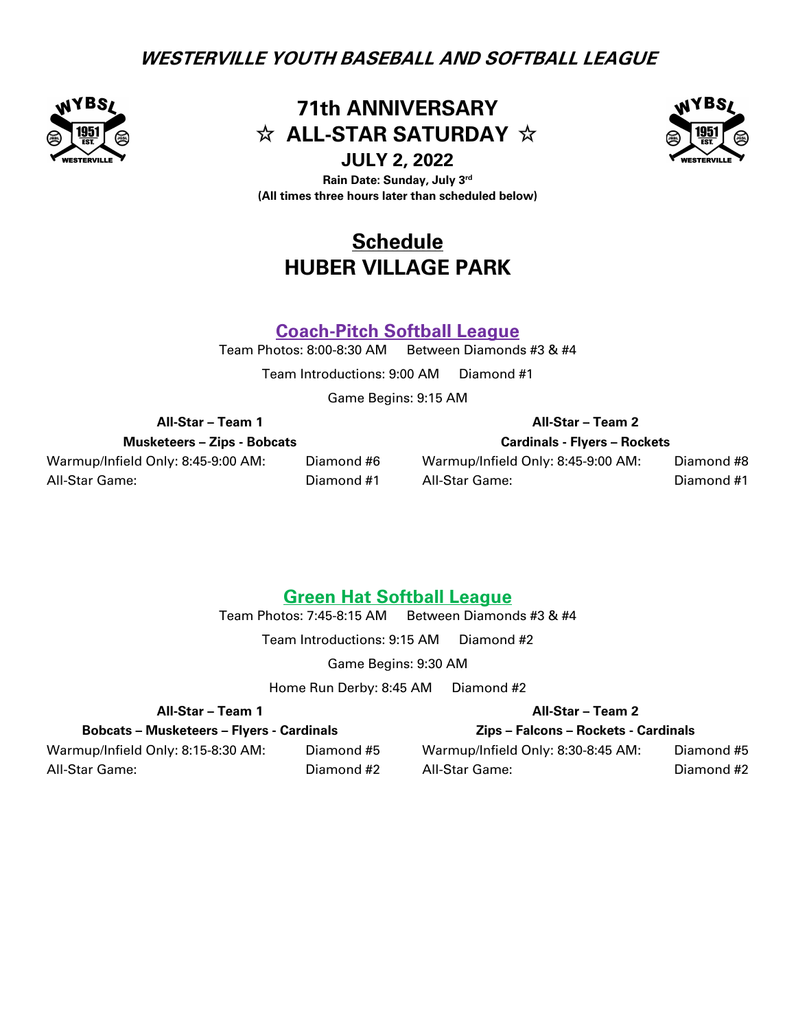**WESTERVILLE YOUTH BASEBALL AND SOFTBALL LEAGUE**

# 71th ANNIVERSARY
# ☆ ALL-STAR SATURDAY ☆
## JULY 2, 2022

**Rain Date: Sunday, July 3rd**
**(All times three hours later than scheduled below)**

# Schedule
# HUBER VILLAGE PARK

## Coach-Pitch Softball League

Team Photos: 8:00-8:30 AM  Between Diamonds #3 & #4

Team Introductions: 9:00 AM  Diamond #1

Game Begins: 9:15 AM

| All-Star – Team 1 | | All-Star – Team 2 | |
|---|---|---|---|
| **Musketeers – Zips - Bobcats** | | **Cardinals - Flyers – Rockets** | |
| Warmup/Infield Only: 8:45-9:00 AM: | Diamond #6 | Warmup/Infield Only: 8:45-9:00 AM: | Diamond #8 |
| All-Star Game: | Diamond #1 | All-Star Game: | Diamond #1 |

## Green Hat Softball League

Team Photos: 7:45-8:15 AM  Between Diamonds #3 & #4

Team Introductions: 9:15 AM  Diamond #2

Game Begins: 9:30 AM

Home Run Derby: 8:45 AM  Diamond #2

| All-Star – Team 1 | | All-Star – Team 2 | |
|---|---|---|---|
| **Bobcats – Musketeers – Flyers - Cardinals** | | **Zips – Falcons – Rockets - Cardinals** | |
| Warmup/Infield Only: 8:15-8:30 AM: | Diamond #5 | Warmup/Infield Only: 8:30-8:45 AM: | Diamond #5 |
| All-Star Game: | Diamond #2 | All-Star Game: | Diamond #2 |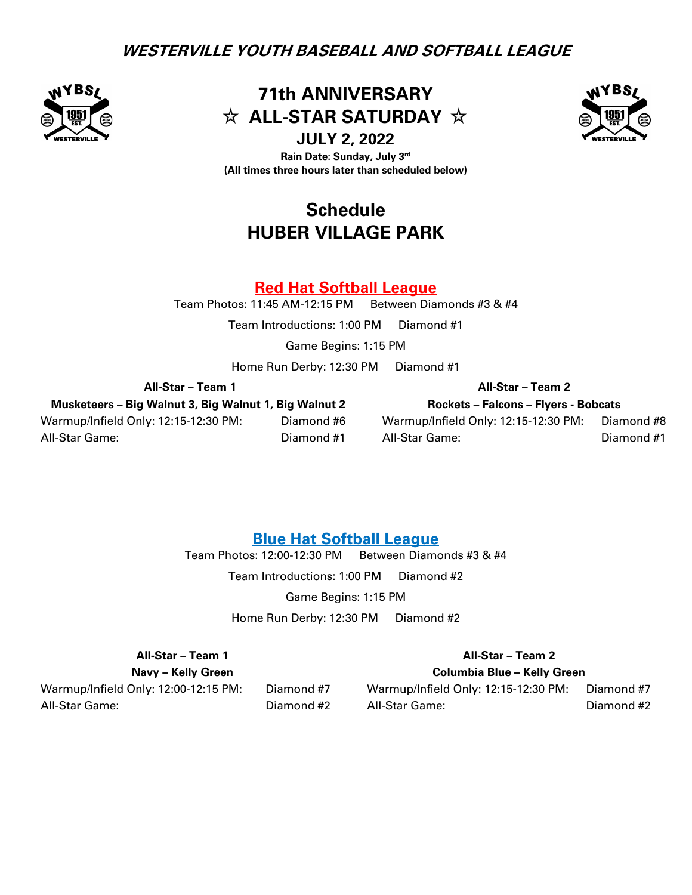***WESTERVILLE YOUTH BASEBALL AND SOFTBALL LEAGUE***

# 71th ANNIVERSARY
# ☆ ALL-STAR SATURDAY ☆
## JULY 2, 2022

**Rain Date: Sunday, July 3rd**
**(All times three hours later than scheduled below)**

# Schedule
# HUBER VILLAGE PARK

## Red Hat Softball League

Team Photos: 11:45 AM-12:15 PM    Between Diamonds #3 & #4

Team Introductions: 1:00 PM    Diamond #1

Game Begins: 1:15 PM

Home Run Derby: 12:30 PM    Diamond #1

| All-Star – Team 1 | | All-Star – Team 2 | |
|---|---|---|---|
| **Musketeers – Big Walnut 3, Big Walnut 1, Big Walnut 2** | | **Rockets – Falcons – Flyers - Bobcats** | |
| Warmup/Infield Only: 12:15-12:30 PM: | Diamond #6 | Warmup/Infield Only: 12:15-12:30 PM: | Diamond #8 |
| All-Star Game: | Diamond #1 | All-Star Game: | Diamond #1 |

## Blue Hat Softball League

Team Photos: 12:00-12:30 PM    Between Diamonds #3 & #4

Team Introductions: 1:00 PM    Diamond #2

Game Begins: 1:15 PM

Home Run Derby: 12:30 PM    Diamond #2

| All-Star – Team 1 | | All-Star – Team 2 | |
|---|---|---|---|
| **Navy – Kelly Green** | | **Columbia Blue – Kelly Green** | |
| Warmup/Infield Only: 12:00-12:15 PM: | Diamond #7 | Warmup/Infield Only: 12:15-12:30 PM: | Diamond #7 |
| All-Star Game: | Diamond #2 | All-Star Game: | Diamond #2 |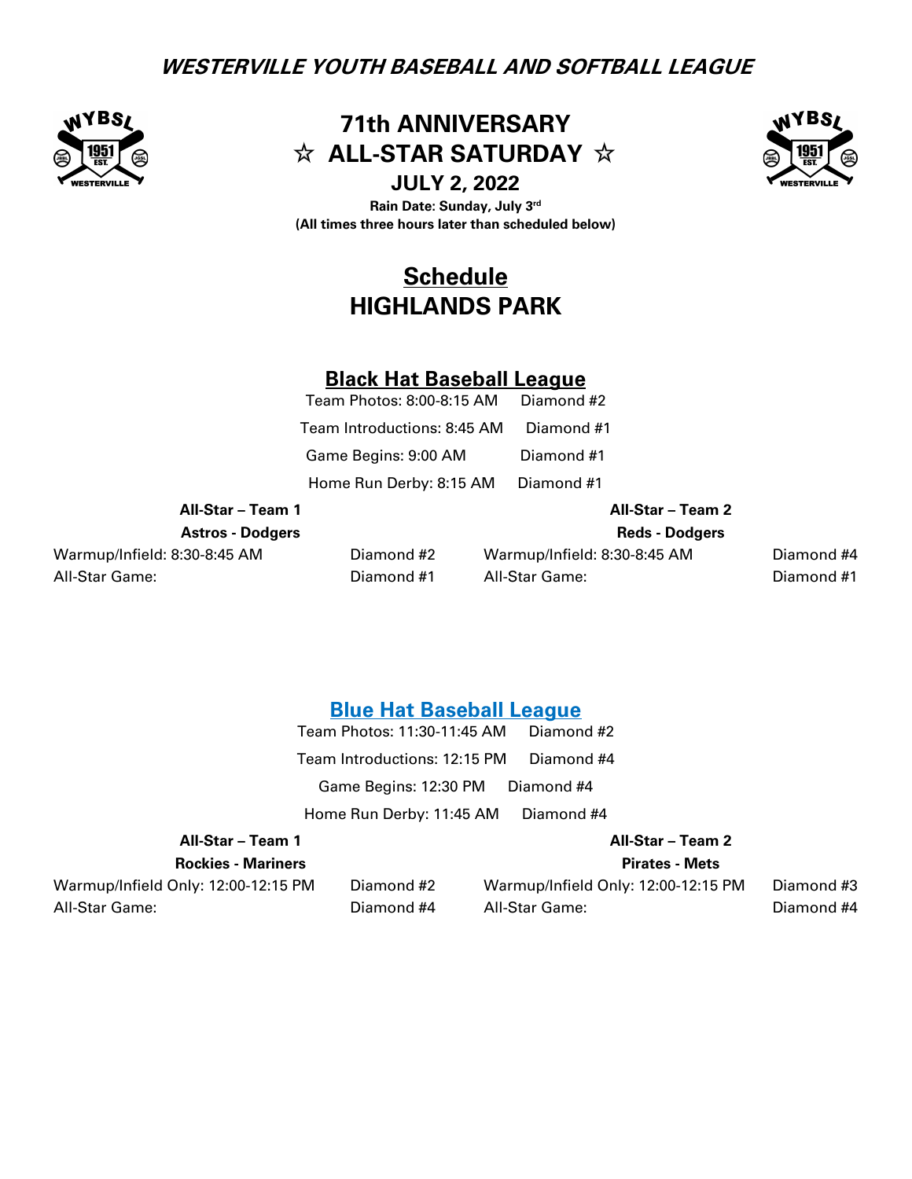***WESTERVILLE YOUTH BASEBALL AND SOFTBALL LEAGUE***

# 71th ANNIVERSARY
# ☆ ALL-STAR SATURDAY ☆
## JULY 2, 2022

**Rain Date: Sunday, July 3rd**
**(All times three hours later than scheduled below)**

# Schedule
# HIGHLANDS PARK

## Black Hat Baseball League

Team Photos: 8:00-8:15 AM Diamond #2

Team Introductions: 8:45 AM Diamond #1

Game Begins: 9:00 AM Diamond #1

Home Run Derby: 8:15 AM Diamond #1

| **All-Star – Team 1** | | **All-Star – Team 2** | |
|---|---|---|---|
| **Astros - Dodgers** | | **Reds - Dodgers** | |
| Warmup/Infield: 8:30-8:45 AM | Diamond #2 | Warmup/Infield: 8:30-8:45 AM | Diamond #4 |
| All-Star Game: | Diamond #1 | All-Star Game: | Diamond #1 |

## Blue Hat Baseball League

Team Photos: 11:30-11:45 AM Diamond #2

Team Introductions: 12:15 PM Diamond #4

Game Begins: 12:30 PM Diamond #4

Home Run Derby: 11:45 AM Diamond #4

| **All-Star – Team 1** | | **All-Star – Team 2** | |
|---|---|---|---|
| **Rockies - Mariners** | | **Pirates - Mets** | |
| Warmup/Infield Only: 12:00-12:15 PM | Diamond #2 | Warmup/Infield Only: 12:00-12:15 PM | Diamond #3 |
| All-Star Game: | Diamond #4 | All-Star Game: | Diamond #4 |